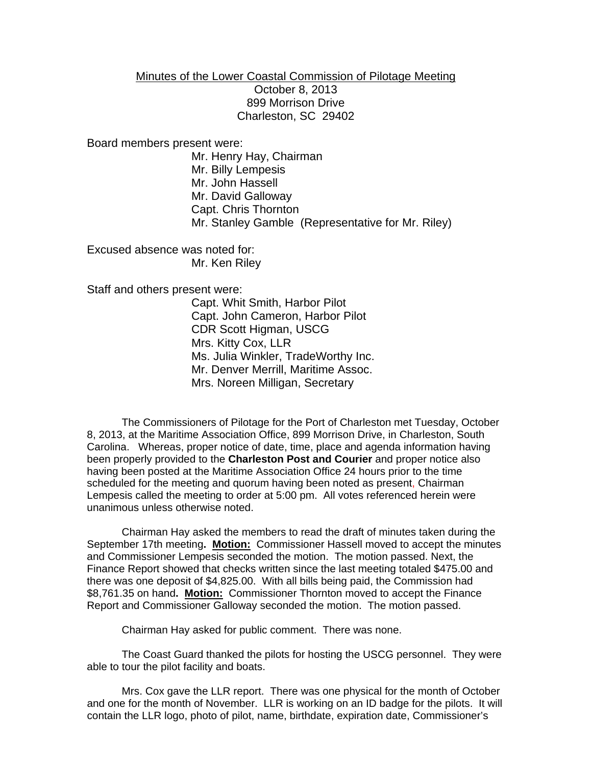<u>Minutes of the Lower Coastal Commission of Pilotage Meeting</u>
October 8, 2013
899 Morrison Drive
Charleston, SC 29402

Board members present were:

Mr. Henry Hay, Chairman
Mr. Billy Lempesis
Mr. John Hassell
Mr. David Galloway
Capt. Chris Thornton
Mr. Stanley Gamble (Representative for Mr. Riley)

Excused absence was noted for:

Mr. Ken Riley

Staff and others present were:

Capt. Whit Smith, Harbor Pilot
Capt. John Cameron, Harbor Pilot
CDR Scott Higman, USCG
Mrs. Kitty Cox, LLR
Ms. Julia Winkler, TradeWorthy Inc.
Mr. Denver Merrill, Maritime Assoc.
Mrs. Noreen Milligan, Secretary

The Commissioners of Pilotage for the Port of Charleston met Tuesday, October 8, 2013, at the Maritime Association Office, 899 Morrison Drive, in Charleston, South Carolina. Whereas, proper notice of date, time, place and agenda information having been properly provided to the **Charleston Post and Courier** and proper notice also having been posted at the Maritime Association Office 24 hours prior to the time scheduled for the meeting and quorum having been noted as present, Chairman Lempesis called the meeting to order at 5:00 pm. All votes referenced herein were unanimous unless otherwise noted.

Chairman Hay asked the members to read the draft of minutes taken during the September 17th meeting**. <u>Motion:</u>** Commissioner Hassell moved to accept the minutes and Commissioner Lempesis seconded the motion. The motion passed. Next, the Finance Report showed that checks written since the last meeting totaled $475.00 and there was one deposit of $4,825.00. With all bills being paid, the Commission had $8,761.35 on hand**. <u>Motion:</u>** Commissioner Thornton moved to accept the Finance Report and Commissioner Galloway seconded the motion. The motion passed.

Chairman Hay asked for public comment. There was none.

The Coast Guard thanked the pilots for hosting the USCG personnel. They were able to tour the pilot facility and boats.

Mrs. Cox gave the LLR report. There was one physical for the month of October and one for the month of November. LLR is working on an ID badge for the pilots. It will contain the LLR logo, photo of pilot, name, birthdate, expiration date, Commissioner's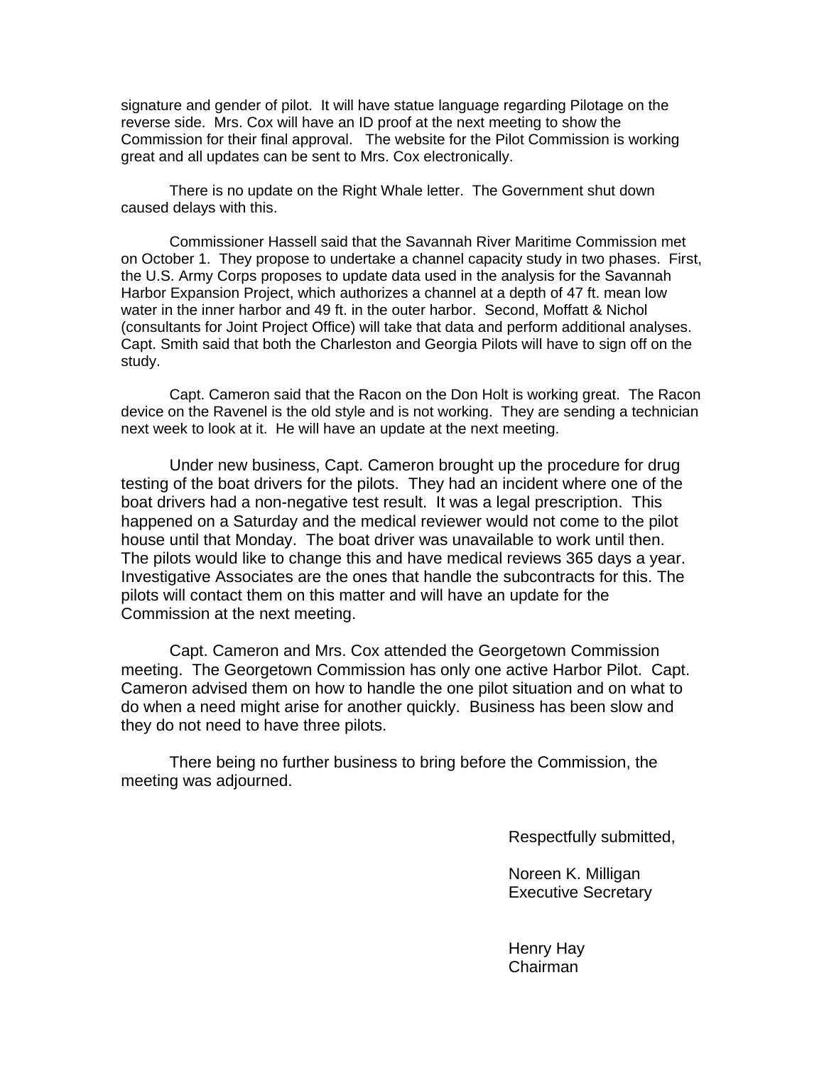signature and gender of pilot. It will have statue language regarding Pilotage on the reverse side. Mrs. Cox will have an ID proof at the next meeting to show the Commission for their final approval. The website for the Pilot Commission is working great and all updates can be sent to Mrs. Cox electronically.

There is no update on the Right Whale letter. The Government shut down caused delays with this.

Commissioner Hassell said that the Savannah River Maritime Commission met on October 1. They propose to undertake a channel capacity study in two phases. First, the U.S. Army Corps proposes to update data used in the analysis for the Savannah Harbor Expansion Project, which authorizes a channel at a depth of 47 ft. mean low water in the inner harbor and 49 ft. in the outer harbor. Second, Moffatt & Nichol (consultants for Joint Project Office) will take that data and perform additional analyses. Capt. Smith said that both the Charleston and Georgia Pilots will have to sign off on the study.

Capt. Cameron said that the Racon on the Don Holt is working great. The Racon device on the Ravenel is the old style and is not working. They are sending a technician next week to look at it. He will have an update at the next meeting.

Under new business, Capt. Cameron brought up the procedure for drug testing of the boat drivers for the pilots. They had an incident where one of the boat drivers had a non-negative test result. It was a legal prescription. This happened on a Saturday and the medical reviewer would not come to the pilot house until that Monday. The boat driver was unavailable to work until then. The pilots would like to change this and have medical reviews 365 days a year. Investigative Associates are the ones that handle the subcontracts for this. The pilots will contact them on this matter and will have an update for the Commission at the next meeting.

Capt. Cameron and Mrs. Cox attended the Georgetown Commission meeting. The Georgetown Commission has only one active Harbor Pilot. Capt. Cameron advised them on how to handle the one pilot situation and on what to do when a need might arise for another quickly. Business has been slow and they do not need to have three pilots.

There being no further business to bring before the Commission, the meeting was adjourned.

Respectfully submitted,

Noreen K. Milligan
Executive Secretary

Henry Hay
Chairman